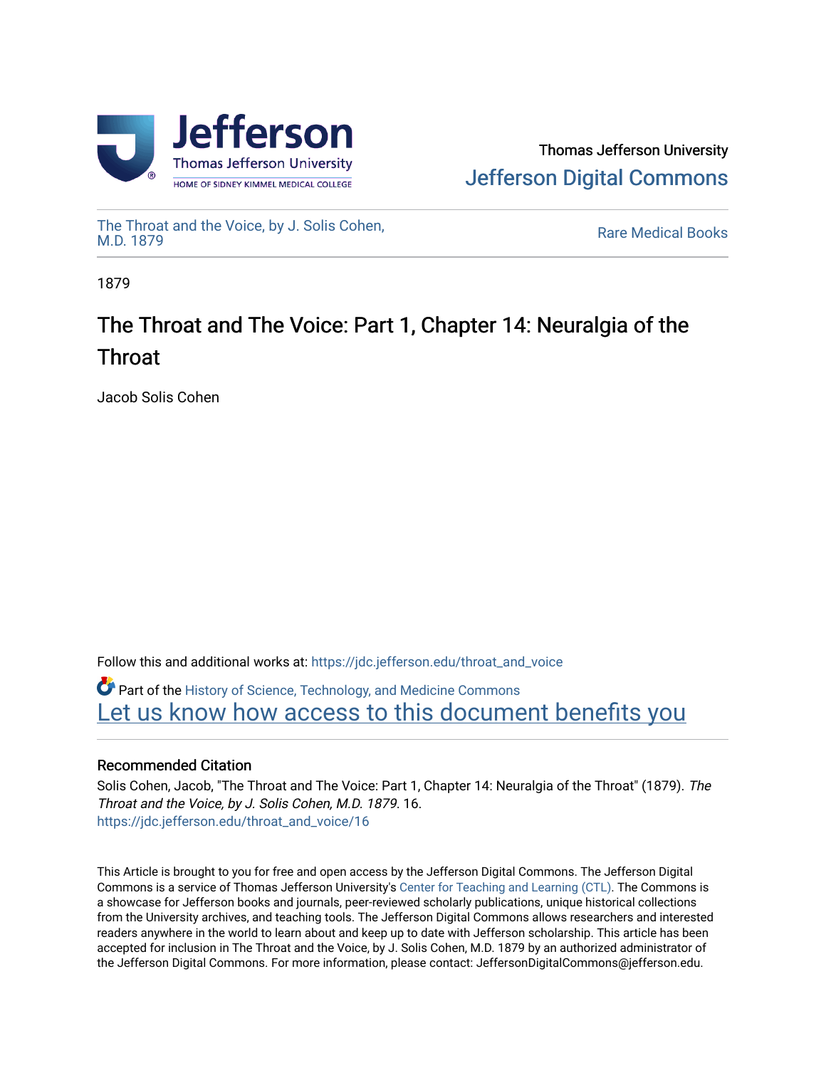Thomas Jefferson University

Jefferson Digital Commons

The Throat and the Voice, by J. Solis Cohen, M.D. 1879

Rare Medical Books

1879

# The Throat and The Voice: Part 1, Chapter 14: Neuralgia of the Throat

Jacob Solis Cohen

Follow this and additional works at: https://jdc.jefferson.edu/throat_and_voice

Part of the History of Science, Technology, and Medicine Commons

Let us know how access to this document benefits you

## Recommended Citation

Solis Cohen, Jacob, "The Throat and The Voice: Part 1, Chapter 14: Neuralgia of the Throat" (1879). *The Throat and the Voice, by J. Solis Cohen, M.D. 1879*. 16.
https://jdc.jefferson.edu/throat_and_voice/16

This Article is brought to you for free and open access by the Jefferson Digital Commons. The Jefferson Digital Commons is a service of Thomas Jefferson University's Center for Teaching and Learning (CTL). The Commons is a showcase for Jefferson books and journals, peer-reviewed scholarly publications, unique historical collections from the University archives, and teaching tools. The Jefferson Digital Commons allows researchers and interested readers anywhere in the world to learn about and keep up to date with Jefferson scholarship. This article has been accepted for inclusion in The Throat and the Voice, by J. Solis Cohen, M.D. 1879 by an authorized administrator of the Jefferson Digital Commons. For more information, please contact: JeffersonDigitalCommons@jefferson.edu.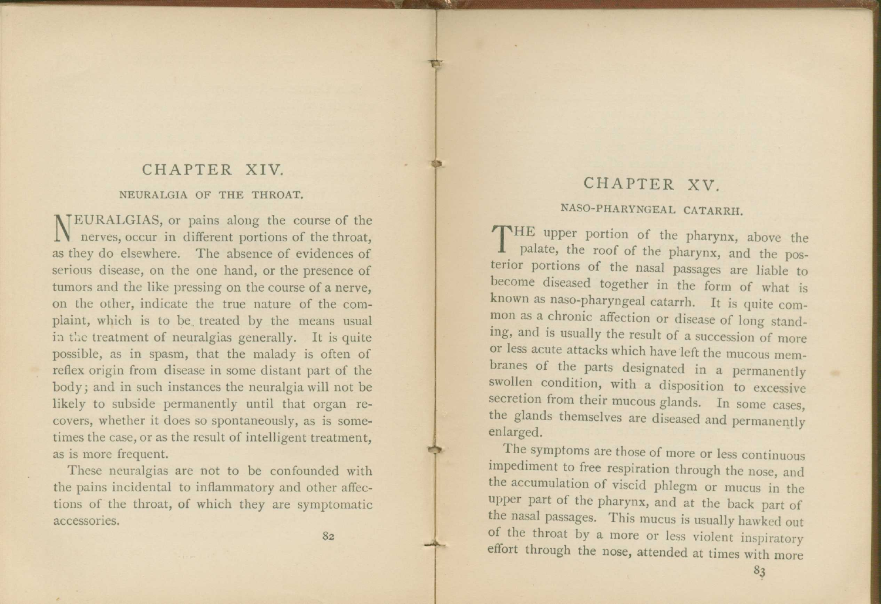# CHAPTER XIV.

## NEURALGIA OF THE THROAT.

NEURALGIAS, or pains along the course of the nerves, occur in different portions of the throat, as they do elsewhere. The absence of evidences of serious disease, on the one hand, or the presence of tumors and the like pressing on the course of a nerve, on the other, indicate the true nature of the complaint, which is to be treated by the means usual in the treatment of neuralgias generally. It is quite possible, as in spasm, that the malady is often of reflex origin from disease in some distant part of the body; and in such instances the neuralgia will not be likely to subside permanently until that organ recovers, whether it does so spontaneously, as is sometimes the case, or as the result of intelligent treatment, as is more frequent.

These neuralgias are not to be confounded with the pains incidental to inflammatory and other affections of the throat, of which they are symptomatic accessories.

# CHAPTER XV.

## NASO-PHARYNGEAL CATARRH.

THE upper portion of the pharynx, above the palate, the roof of the pharynx, and the posterior portions of the nasal passages are liable to become diseased together in the form of what is known as naso-pharyngeal catarrh. It is quite common as a chronic affection or disease of long standing, and is usually the result of a succession of more or less acute attacks which have left the mucous membranes of the parts designated in a permanently swollen condition, with a disposition to excessive secretion from their mucous glands. In some cases, the glands themselves are diseased and permanently enlarged.

The symptoms are those of more or less continuous impediment to free respiration through the nose, and the accumulation of viscid phlegm or mucus in the upper part of the pharynx, and at the back part of the nasal passages. This mucus is usually hawked out of the throat by a more or less violent inspiratory effort through the nose, attended at times with more